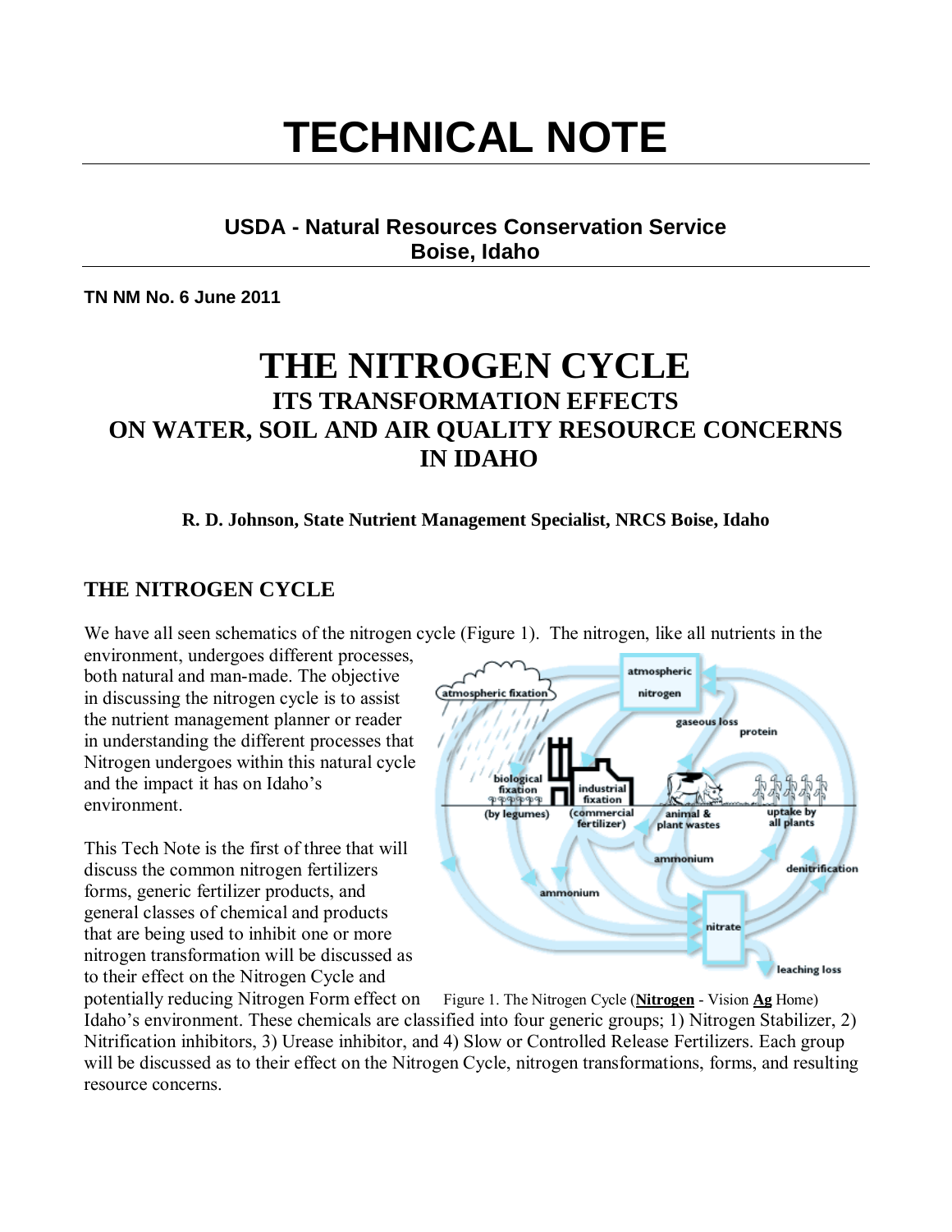# TECHNICAL NOTE

**USDA - Natural Resources Conservation Service**
**Boise, Idaho**

**TN NM No. 6 June 2011**

# THE NITROGEN CYCLE

## ITS TRANSFORMATION EFFECTS ON WATER, SOIL AND AIR QUALITY RESOURCE CONCERNS IN IDAHO

**R. D. Johnson, State Nutrient Management Specialist, NRCS Boise, Idaho**

## THE NITROGEN CYCLE

We have all seen schematics of the nitrogen cycle (Figure 1). The nitrogen, like all nutrients in the environment, undergoes different processes, both natural and man-made. The objective in discussing the nitrogen cycle is to assist the nutrient management planner or reader in understanding the different processes that Nitrogen undergoes within this natural cycle and the impact it has on Idaho's environment.

This Tech Note is the first of three that will discuss the common nitrogen fertilizers forms, generic fertilizer products, and general classes of chemical and products that are being used to inhibit one or more nitrogen transformation will be discussed as to their effect on the Nitrogen Cycle and potentially reducing Nitrogen Form effect on Idaho's environment. These chemicals are classified into four generic groups; 1) Nitrogen Stabilizer, 2) Nitrification inhibitors, 3) Urease inhibitor, and 4) Slow or Controlled Release Fertilizers. Each group will be discussed as to their effect on the Nitrogen Cycle, nitrogen transformations, forms, and resulting resource concerns.

Figure 1. The Nitrogen Cycle (**Nitrogen** - Vision **Ag** Home)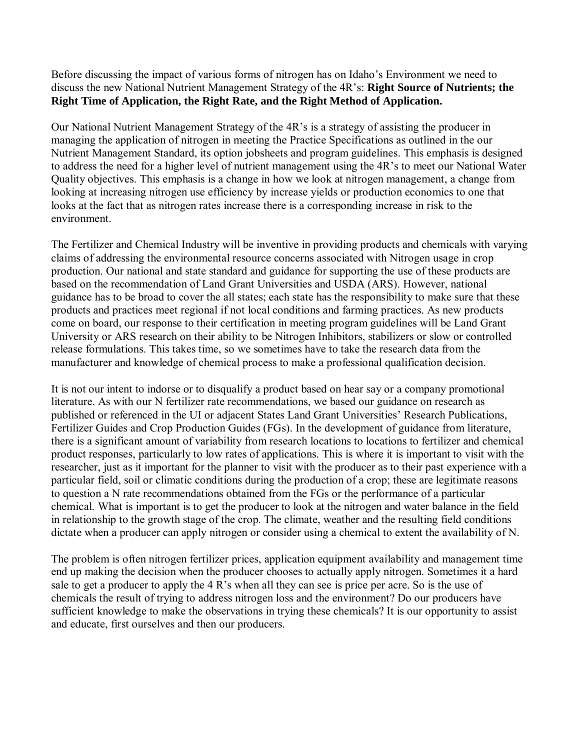Before discussing the impact of various forms of nitrogen has on Idaho's Environment we need to discuss the new National Nutrient Management Strategy of the 4R's: **Right Source of Nutrients; the Right Time of Application, the Right Rate, and the Right Method of Application.**

Our National Nutrient Management Strategy of the 4R's is a strategy of assisting the producer in managing the application of nitrogen in meeting the Practice Specifications as outlined in the our Nutrient Management Standard, its option jobsheets and program guidelines. This emphasis is designed to address the need for a higher level of nutrient management using the 4R's to meet our National Water Quality objectives. This emphasis is a change in how we look at nitrogen management, a change from looking at increasing nitrogen use efficiency by increase yields or production economics to one that looks at the fact that as nitrogen rates increase there is a corresponding increase in risk to the environment.

The Fertilizer and Chemical Industry will be inventive in providing products and chemicals with varying claims of addressing the environmental resource concerns associated with Nitrogen usage in crop production. Our national and state standard and guidance for supporting the use of these products are based on the recommendation of Land Grant Universities and USDA (ARS). However, national guidance has to be broad to cover the all states; each state has the responsibility to make sure that these products and practices meet regional if not local conditions and farming practices. As new products come on board, our response to their certification in meeting program guidelines will be Land Grant University or ARS research on their ability to be Nitrogen Inhibitors, stabilizers or slow or controlled release formulations. This takes time, so we sometimes have to take the research data from the manufacturer and knowledge of chemical process to make a professional qualification decision.

It is not our intent to indorse or to disqualify a product based on hear say or a company promotional literature. As with our N fertilizer rate recommendations, we based our guidance on research as published or referenced in the UI or adjacent States Land Grant Universities' Research Publications, Fertilizer Guides and Crop Production Guides (FGs). In the development of guidance from literature, there is a significant amount of variability from research locations to locations to fertilizer and chemical product responses, particularly to low rates of applications. This is where it is important to visit with the researcher, just as it important for the planner to visit with the producer as to their past experience with a particular field, soil or climatic conditions during the production of a crop; these are legitimate reasons to question a N rate recommendations obtained from the FGs or the performance of a particular chemical. What is important is to get the producer to look at the nitrogen and water balance in the field in relationship to the growth stage of the crop. The climate, weather and the resulting field conditions dictate when a producer can apply nitrogen or consider using a chemical to extent the availability of N.

The problem is often nitrogen fertilizer prices, application equipment availability and management time end up making the decision when the producer chooses to actually apply nitrogen. Sometimes it a hard sale to get a producer to apply the 4 R's when all they can see is price per acre. So is the use of chemicals the result of trying to address nitrogen loss and the environment? Do our producers have sufficient knowledge to make the observations in trying these chemicals? It is our opportunity to assist and educate, first ourselves and then our producers.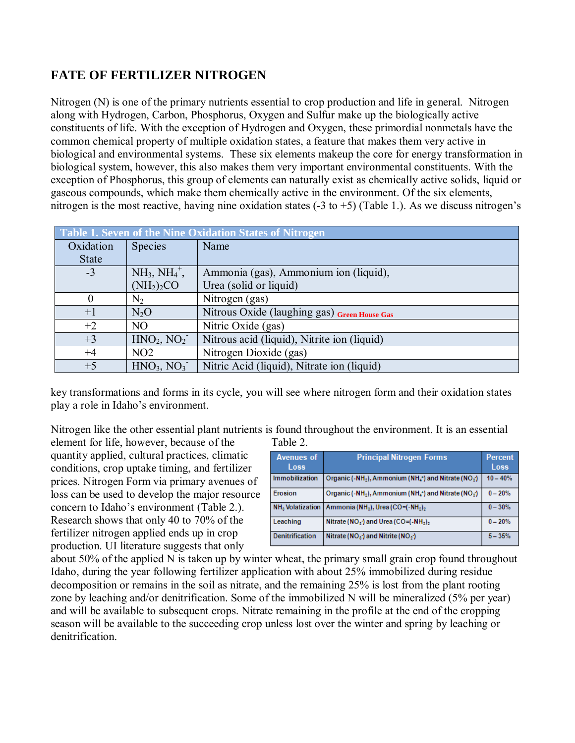## FATE OF FERTILIZER NITROGEN

Nitrogen (N) is one of the primary nutrients essential to crop production and life in general. Nitrogen along with Hydrogen, Carbon, Phosphorus, Oxygen and Sulfur make up the biologically active constituents of life. With the exception of Hydrogen and Oxygen, these primordial nonmetals have the common chemical property of multiple oxidation states, a feature that makes them very active in biological and environmental systems. These six elements makeup the core for energy transformation in biological system, however, this also makes them very important environmental constituents. With the exception of Phosphorus, this group of elements can naturally exist as chemically active solids, liquid or gaseous compounds, which make them chemically active in the environment. Of the six elements, nitrogen is the most reactive, having nine oxidation states (-3 to +5) (Table 1.). As we discuss nitrogen's key transformations and forms in its cycle, you will see where nitrogen form and their oxidation states play a role in Idaho's environment.

**Table 1. Seven of the Nine Oxidation States of Nitrogen**

| Oxidation State | Species | Name |
|---|---|---|
| -3 | $NH_3$, $NH_4^+$, $(NH_2)_2CO$ | Ammonia (gas), Ammonium ion (liquid), Urea (solid or liquid) |
| 0 | $N_2$ | Nitrogen (gas) |
| +1 | $N_2O$ | Nitrous Oxide (laughing gas) Green House Gas |
| +2 | NO | Nitric Oxide (gas) |
| +3 | $HNO_2$, $NO_2^-$ | Nitrous acid (liquid), Nitrite ion (liquid) |
| +4 | NO2 | Nitrogen Dioxide (gas) |
| +5 | $HNO_3$, $NO_3^-$ | Nitric Acid (liquid), Nitrate ion (liquid) |

Nitrogen like the other essential plant nutrients is found throughout the environment. It is an essential element for life, however, because of the quantity applied, cultural practices, climatic conditions, crop uptake timing, and fertilizer prices. Nitrogen Form via primary avenues of loss can be used to develop the major resource concern to Idaho's environment (Table 2.). Research shows that only 40 to 70% of the fertilizer nitrogen applied ends up in crop production. UI literature suggests that only about 50% of the applied N is taken up by winter wheat, the primary small grain crop found throughout Idaho, during the year following fertilizer application with about 25% immobilized during residue decomposition or remains in the soil as nitrate, and the remaining 25% is lost from the plant rooting zone by leaching and/or denitrification. Some of the immobilized N will be mineralized (5% per year) and will be available to subsequent crops. Nitrate remaining in the profile at the end of the cropping season will be available to the succeeding crop unless lost over the winter and spring by leaching or denitrification.

Table 2.

| Avenues of Loss | Principal Nitrogen Forms | Percent Loss |
|---|---|---|
| Immobilization | Organic (-$NH_2$), Ammonium ($NH_4^+$) and Nitrate ($NO_3^-$) | 10 – 40% |
| Erosion | Organic (-$NH_2$), Ammonium ($NH_4^+$) and Nitrate ($NO_3^-$) | 0 – 20% |
| $NH_3$ Volatization | Ammonia ($NH_3$), Urea ($CO=(-NH_2)_2$) | 0 – 30% |
| Leaching | Nitrate ($NO_3^-$) and Urea ($CO=(-NH_2)_2$) | 0 – 20% |
| Denitrification | Nitrate ($NO_3^-$) and Nitrite ($NO_2^-$) | 5 – 35% |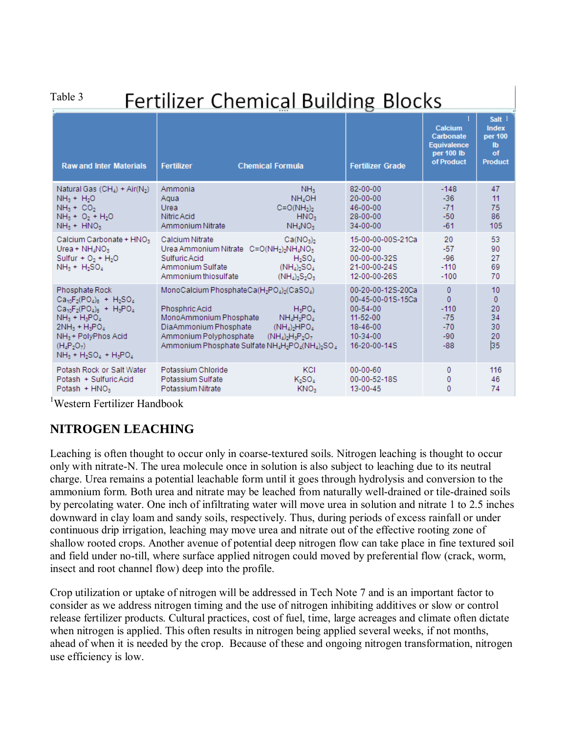Table 3

## Fertilizer Chemical Building Blocks

| Raw and Inter Materials | Fertilizer | Chemical Formula | Fertilizer Grade | Calcium Carbonate Equivalence per 100 lb of Product[1] | Salt Index per 100 lb of Product[1] |
|---|---|---|---|---|---|
| Natural Gas ($CH_4$) + Air($N_2$) | Ammonia | $NH_3$ | 82-00-00 | -148 | 47 |
| $NH_3$ + $H_2O$ | Aqua | $NH_4OH$ | 20-00-00 | -36 | 11 |
| $NH_3$ + $CO_2$ | Urea | $C{=}O(NH_2)_2$ | 46-00-00 | -71 | 75 |
| $NH_3$ + $O_2$ + $H_2O$ | Nitric Acid | $HNO_3$ | 28-00-00 | -50 | 86 |
| $NH_3$ + $HNO_3$ | Ammonium Nitrate | $NH_4NO_3$ | 34-00-00 | -61 | 105 |
| Calcium Carbonate + $HNO_3$ | Calcium Nitrate | $Ca(NO_3)_2$ | 15-00-00-00S-21Ca | 20 | 53 |
| Urea + $NH_4NO_3$ | Urea Ammonium Nitrate | $C{=}O(NH_2)_2NH_4NO_3$ | 32-00-00 | -57 | 90 |
| Sulfur + $O_2$ + $H_2O$ | Sulfuric Acid | $H_2SO_4$ | 00-00-00-32S | -96 | 27 |
| $NH_3$ + $H_2SO_4$ | Ammonium Sulfate | $(NH_4)_2SO_4$ | 21-00-00-24S | -110 | 69 |
| | Ammonium thiosulfate | $(NH_4)_2S_2O_3$ | 12-00-00-26S | -100 | 70 |
| Phosphate Rock | MonoCalcium Phosphate | $Ca(H_2PO_4)_2(CaSO_4)$ | 00-20-00-12S-20Ca | 0 | 10 |
| $Ca_{10}F_2(PO_4)_6$ + $H_2SO_4$ | | | 00-45-00-01S-15Ca | 0 | 0 |
| $Ca_{10}F_2(PO_4)_6$ + $H_3PO_4$ | Phosphric Acid | $H_3PO_4$ | 00-54-00 | -110 | 20 |
| $NH_3$ + $H_3PO_4$ | MonoAmmonium Phosphate | $NH_4H_2PO_4$ | 11-52-00 | -75 | 34 |
| $2NH_3$ + $H_3PO_4$ | DiaAmmonium Phosphate | $(NH_4)_2HPO_4$ | 18-46-00 | -70 | 30 |
| $NH_3$ + PolyPhos Acid ($H_4P_2O_7$) | Ammonium Polyphosphate | $(NH_4)_2H_3P_2O_7$ | 10-34-00 | -90 | 20 |
| $NH_3$ + $H_2SO_4$ + $H_3PO_4$ | Ammonium Phosphate Sulfate | $NH_4H_2PO_4(NH_4)_2SO_4$ | 16-20-00-14S | -88 | 35 |
| Potash Rock or Salt Water | Potassium Chloride | $KCl$ | 00-00-60 | 0 | 116 |
| Potash + Sulfuric Acid | Potassium Sulfate | $K_2SO_4$ | 00-00-52-18S | 0 | 46 |
| Potash + $HNO_3$ | Potassium Nitrate | $KNO_3$ | 13-00-45 | 0 | 74 |

[1]Western Fertilizer Handbook

## NITROGEN LEACHING

Leaching is often thought to occur only in coarse-textured soils. Nitrogen leaching is thought to occur only with nitrate-N. The urea molecule once in solution is also subject to leaching due to its neutral charge. Urea remains a potential leachable form until it goes through hydrolysis and conversion to the ammonium form. Both urea and nitrate may be leached from naturally well-drained or tile-drained soils by percolating water. One inch of infiltrating water will move urea in solution and nitrate 1 to 2.5 inches downward in clay loam and sandy soils, respectively. Thus, during periods of excess rainfall or under continuous drip irrigation, leaching may move urea and nitrate out of the effective rooting zone of shallow rooted crops. Another avenue of potential deep nitrogen flow can take place in fine textured soil and field under no-till, where surface applied nitrogen could moved by preferential flow (crack, worm, insect and root channel flow) deep into the profile.

Crop utilization or uptake of nitrogen will be addressed in Tech Note 7 and is an important factor to consider as we address nitrogen timing and the use of nitrogen inhibiting additives or slow or control release fertilizer products. Cultural practices, cost of fuel, time, large acreages and climate often dictate when nitrogen is applied. This often results in nitrogen being applied several weeks, if not months, ahead of when it is needed by the crop. Because of these and ongoing nitrogen transformation, nitrogen use efficiency is low.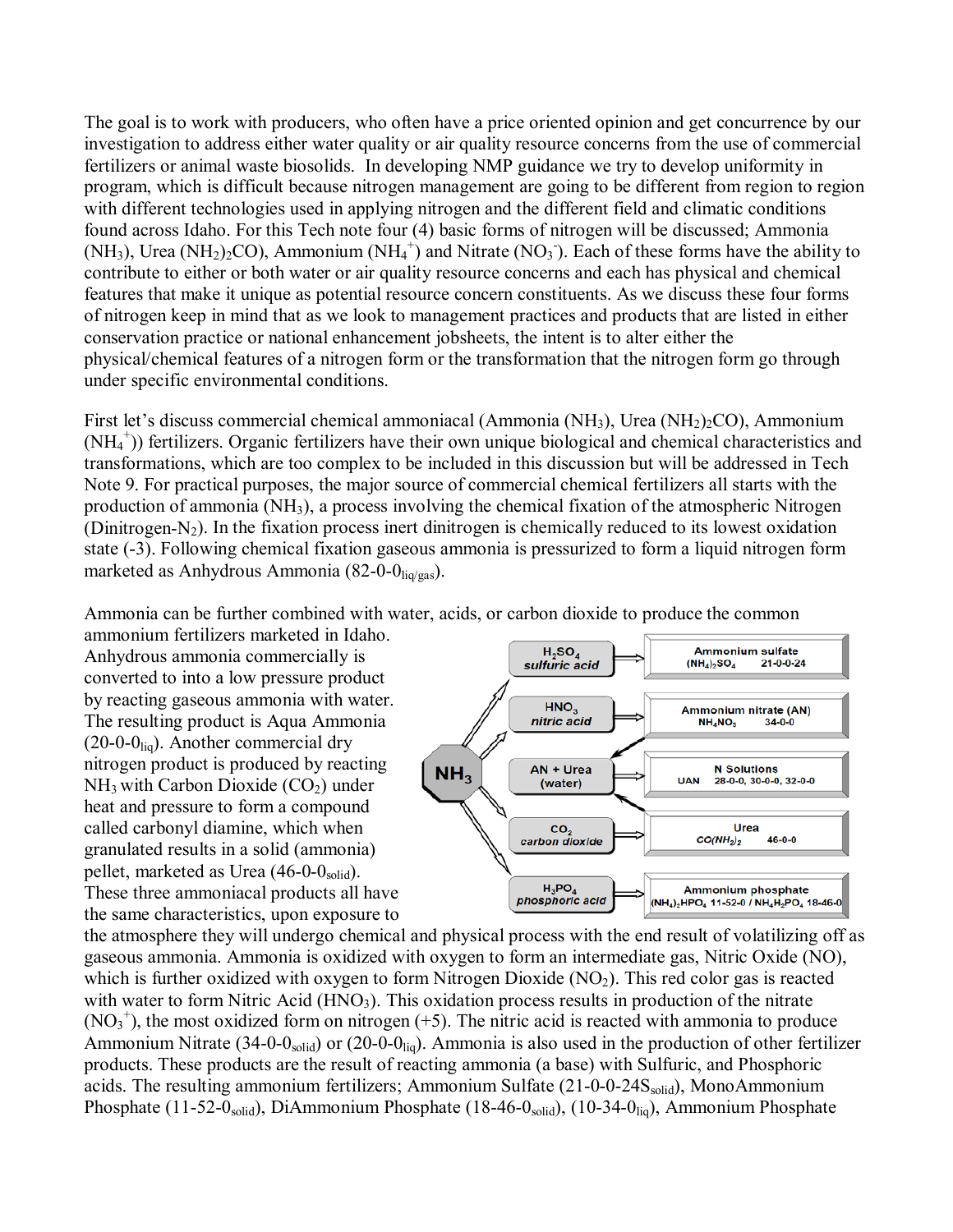The goal is to work with producers, who often have a price oriented opinion and get concurrence by our investigation to address either water quality or air quality resource concerns from the use of commercial fertilizers or animal waste biosolids. In developing NMP guidance we try to develop uniformity in program, which is difficult because nitrogen management are going to be different from region to region with different technologies used in applying nitrogen and the different field and climatic conditions found across Idaho. For this Tech note four (4) basic forms of nitrogen will be discussed; Ammonia ($NH_3$), Urea $(NH_2)_2CO$), Ammonium ($NH_4^+$) and Nitrate ($NO_3^-$). Each of these forms have the ability to contribute to either or both water or air quality resource concerns and each has physical and chemical features that make it unique as potential resource concern constituents. As we discuss these four forms of nitrogen keep in mind that as we look to management practices and products that are listed in either conservation practice or national enhancement jobsheets, the intent is to alter either the physical/chemical features of a nitrogen form or the transformation that the nitrogen form go through under specific environmental conditions.

First let's discuss commercial chemical ammoniacal (Ammonia ($NH_3$), Urea $(NH_2)_2CO$), Ammonium ($NH_4^+$)) fertilizers. Organic fertilizers have their own unique biological and chemical characteristics and transformations, which are too complex to be included in this discussion but will be addressed in Tech Note 9. For practical purposes, the major source of commercial chemical fertilizers all starts with the production of ammonia ($NH_3$), a process involving the chemical fixation of the atmospheric Nitrogen (Dinitrogen-$N_2$). In the fixation process inert dinitrogen is chemically reduced to its lowest oxidation state (-3). Following chemical fixation gaseous ammonia is pressurized to form a liquid nitrogen form marketed as Anhydrous Ammonia (82-0-$0_{liq/gas}$).

Ammonia can be further combined with water, acids, or carbon dioxide to produce the common ammonium fertilizers marketed in Idaho. Anhydrous ammonia commercially is converted to into a low pressure product by reacting gaseous ammonia with water. The resulting product is Aqua Ammonia (20-0-$0_{liq}$). Another commercial dry nitrogen product is produced by reacting $NH_3$ with Carbon Dioxide ($CO_2$) under heat and pressure to form a compound called carbonyl diamine, which when granulated results in a solid (ammonia) pellet, marketed as Urea (46-0-$0_{solid}$). These three ammoniacal products all have the same characteristics, upon exposure to the atmosphere they will undergo chemical and physical process with the end result of volatilizing off as gaseous ammonia. Ammonia is oxidized with oxygen to form an intermediate gas, Nitric Oxide (NO), which is further oxidized with oxygen to form Nitrogen Dioxide ($NO_2$). This red color gas is reacted with water to form Nitric Acid ($HNO_3$). This oxidation process results in production of the nitrate ($NO_3^+$), the most oxidized form on nitrogen (+5). The nitric acid is reacted with ammonia to produce Ammonium Nitrate (34-0-$0_{solid}$) or (20-0-$0_{liq}$). Ammonia is also used in the production of other fertilizer products. These products are the result of reacting ammonia (a base) with Sulfuric, and Phosphoric acids. The resulting ammonium fertilizers; Ammonium Sulfate (21-0-0-$24S_{solid}$), MonoAmmonium Phosphate (11-52-$0_{solid}$), DiAmmonium Phosphate (18-46-$0_{solid}$), (10-34-$0_{liq}$), Ammonium Phosphate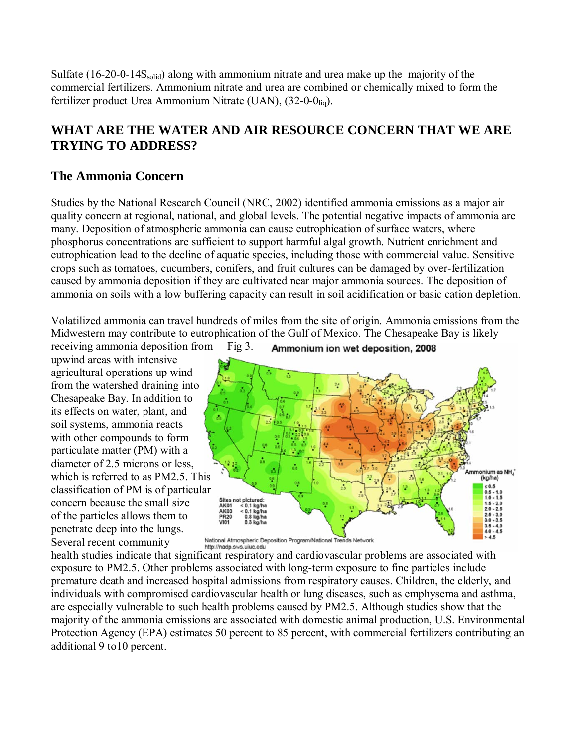Sulfate (16-20-0-14$S_{solid}$) along with ammonium nitrate and urea make up the majority of the commercial fertilizers. Ammonium nitrate and urea are combined or chemically mixed to form the fertilizer product Urea Ammonium Nitrate (UAN), (32-0-$0_{liq}$).

## WHAT ARE THE WATER AND AIR RESOURCE CONCERN THAT WE ARE TRYING TO ADDRESS?

### The Ammonia Concern

Studies by the National Research Council (NRC, 2002) identified ammonia emissions as a major air quality concern at regional, national, and global levels. The potential negative impacts of ammonia are many. Deposition of atmospheric ammonia can cause eutrophication of surface waters, where phosphorus concentrations are sufficient to support harmful algal growth. Nutrient enrichment and eutrophication lead to the decline of aquatic species, including those with commercial value. Sensitive crops such as tomatoes, cucumbers, conifers, and fruit cultures can be damaged by over-fertilization caused by ammonia deposition if they are cultivated near major ammonia sources. The deposition of ammonia on soils with a low buffering capacity can result in soil acidification or basic cation depletion.

Volatilized ammonia can travel hundreds of miles from the site of origin. Ammonia emissions from the Midwestern may contribute to eutrophication of the Gulf of Mexico. The Chesapeake Bay is likely receiving ammonia deposition from upwind areas with intensive agricultural operations up wind from the watershed draining into Chesapeake Bay. In addition to its effects on water, plant, and soil systems, ammonia reacts with other compounds to form particulate matter (PM) with a diameter of 2.5 microns or less, which is referred to as PM2.5. This classification of PM is of particular concern because the small size of the particles allows them to penetrate deep into the lungs. Several recent community health studies indicate that significant respiratory and cardiovascular problems are associated with exposure to PM2.5. Other problems associated with long-term exposure to fine particles include premature death and increased hospital admissions from respiratory causes. Children, the elderly, and individuals with compromised cardiovascular health or lung diseases, such as emphysema and asthma, are especially vulnerable to such health problems caused by PM2.5. Although studies show that the majority of the ammonia emissions are associated with domestic animal production, U.S. Environmental Protection Agency (EPA) estimates 50 percent to 85 percent, with commercial fertilizers contributing an additional 9 to10 percent.

Fig 3. Ammonium ion wet deposition, 2008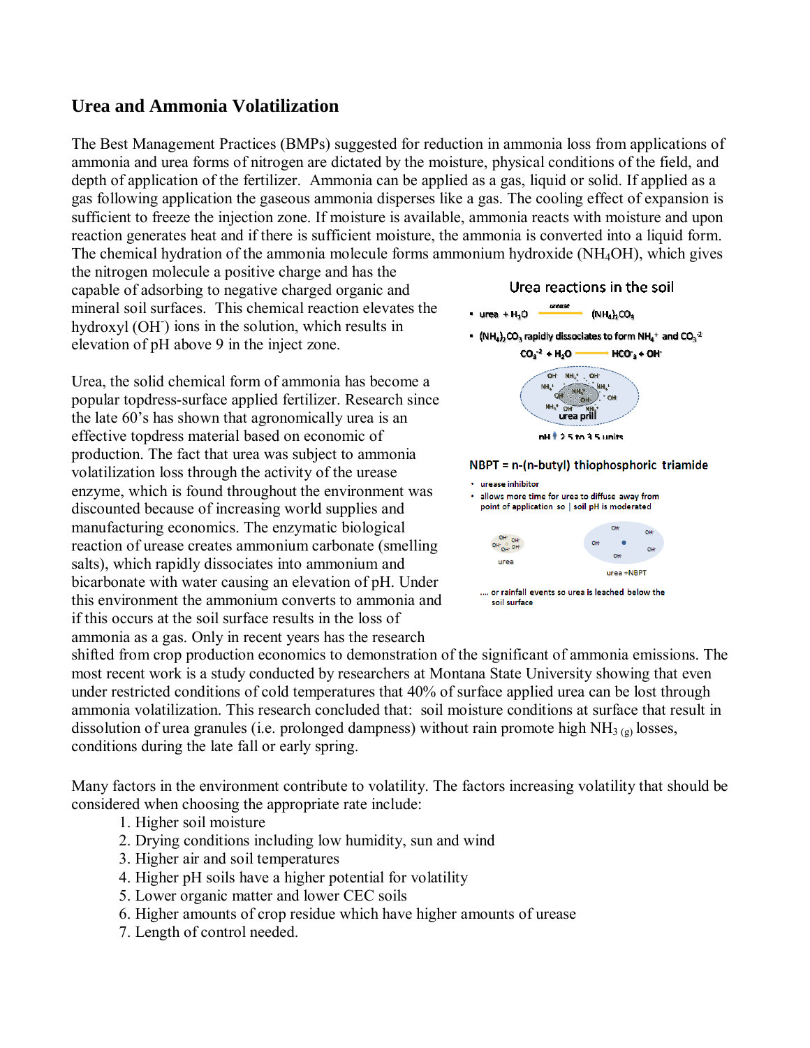## Urea and Ammonia Volatilization

The Best Management Practices (BMPs) suggested for reduction in ammonia loss from applications of ammonia and urea forms of nitrogen are dictated by the moisture, physical conditions of the field, and depth of application of the fertilizer. Ammonia can be applied as a gas, liquid or solid. If applied as a gas following application the gaseous ammonia disperses like a gas. The cooling effect of expansion is sufficient to freeze the injection zone. If moisture is available, ammonia reacts with moisture and upon reaction generates heat and if there is sufficient moisture, the ammonia is converted into a liquid form. The chemical hydration of the ammonia molecule forms ammonium hydroxide ($NH_4OH$), which gives the nitrogen molecule a positive charge and has the capable of adsorbing to negative charged organic and mineral soil surfaces. This chemical reaction elevates the hydroxyl ($OH^-$) ions in the solution, which results in elevation of pH above 9 in the inject zone.

**Urea reactions in the soil**

- urea + $H_2O$ $\xrightarrow{urease}$ $(NH_4)_2CO_3$
- $(NH_4)_2CO_3$ rapidly dissociates to form $NH_4^+$ and $CO_3^{-2}$
  $CO_3^{-2} + H_2O \longrightarrow HCO_3^- + OH^-$

urea prill

pH ↑ 2.5 to 3.5 units

**NBPT = n-(n-butyl) thiophosphoric triamide**

- urease inhibitor
- allows more time for urea to diffuse away from point of application so ↓ soil pH is moderated

urea

urea +NBPT

.... or rainfall events so urea is leached below the soil surface

Urea, the solid chemical form of ammonia has become a popular topdress-surface applied fertilizer. Research since the late 60's has shown that agronomically urea is an effective topdress material based on economic of production. The fact that urea was subject to ammonia volatilization loss through the activity of the urease enzyme, which is found throughout the environment was discounted because of increasing world supplies and manufacturing economics. The enzymatic biological reaction of urease creates ammonium carbonate (smelling salts), which rapidly dissociates into ammonium and bicarbonate with water causing an elevation of pH. Under this environment the ammonium converts to ammonia and if this occurs at the soil surface results in the loss of ammonia as a gas. Only in recent years has the research shifted from crop production economics to demonstration of the significant of ammonia emissions. The most recent work is a study conducted by researchers at Montana State University showing that even under restricted conditions of cold temperatures that 40% of surface applied urea can be lost through ammonia volatilization. This research concluded that: soil moisture conditions at surface that result in dissolution of urea granules (i.e. prolonged dampness) without rain promote high $NH_{3\,(g)}$ losses, conditions during the late fall or early spring.

Many factors in the environment contribute to volatility. The factors increasing volatility that should be considered when choosing the appropriate rate include:

1. Higher soil moisture
2. Drying conditions including low humidity, sun and wind
3. Higher air and soil temperatures
4. Higher pH soils have a higher potential for volatility
5. Lower organic matter and lower CEC soils
6. Higher amounts of crop residue which have higher amounts of urease
7. Length of control needed.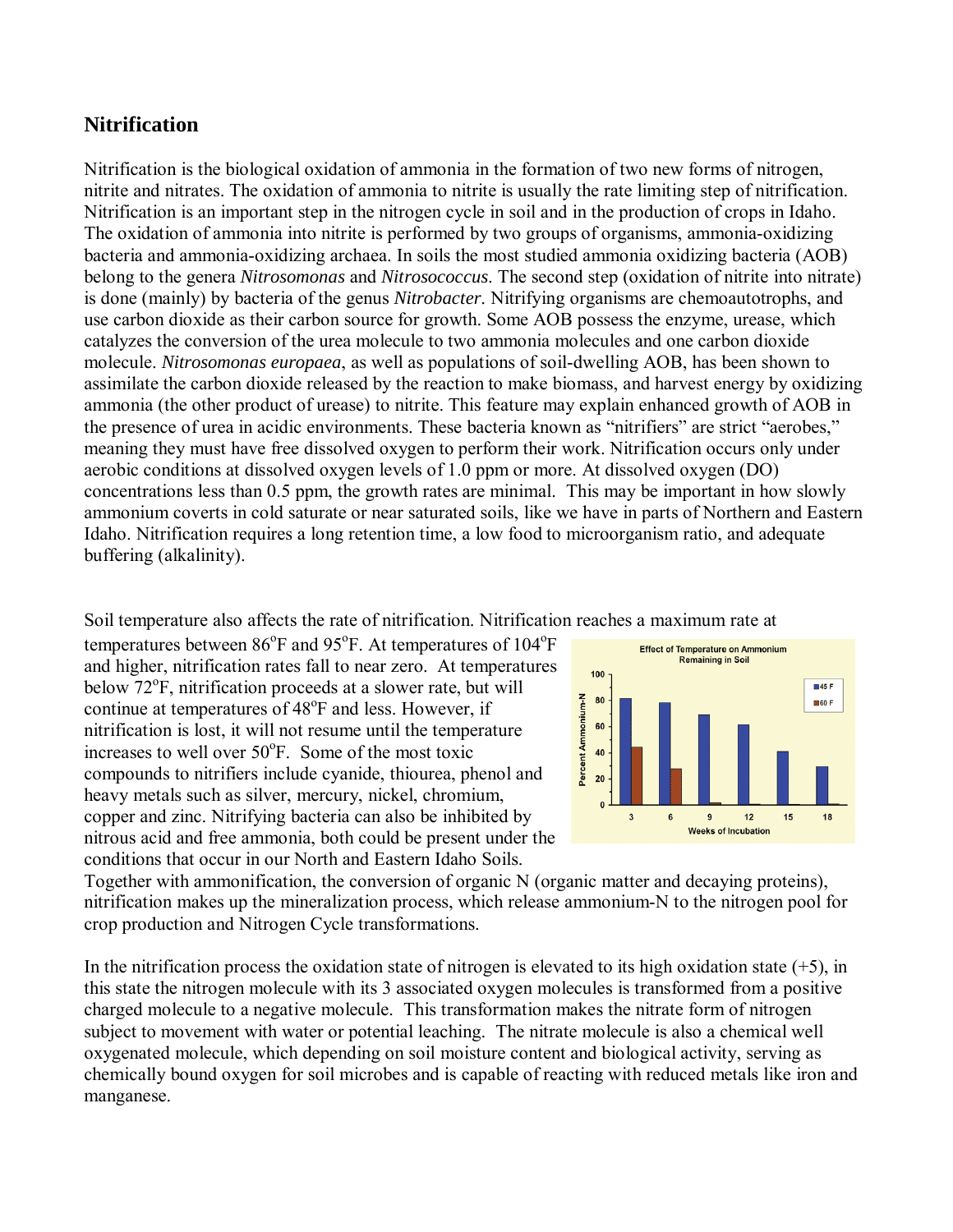## Nitrification

Nitrification is the biological oxidation of ammonia in the formation of two new forms of nitrogen, nitrite and nitrates. The oxidation of ammonia to nitrite is usually the rate limiting step of nitrification. Nitrification is an important step in the nitrogen cycle in soil and in the production of crops in Idaho. The oxidation of ammonia into nitrite is performed by two groups of organisms, ammonia-oxidizing bacteria and ammonia-oxidizing archaea. In soils the most studied ammonia oxidizing bacteria (AOB) belong to the genera *Nitrosomonas* and *Nitrosococcus*. The second step (oxidation of nitrite into nitrate) is done (mainly) by bacteria of the genus *Nitrobacter*. Nitrifying organisms are chemoautotrophs, and use carbon dioxide as their carbon source for growth. Some AOB possess the enzyme, urease, which catalyzes the conversion of the urea molecule to two ammonia molecules and one carbon dioxide molecule. *Nitrosomonas europaea*, as well as populations of soil-dwelling AOB, has been shown to assimilate the carbon dioxide released by the reaction to make biomass, and harvest energy by oxidizing ammonia (the other product of urease) to nitrite. This feature may explain enhanced growth of AOB in the presence of urea in acidic environments. These bacteria known as "nitrifiers" are strict "aerobes," meaning they must have free dissolved oxygen to perform their work. Nitrification occurs only under aerobic conditions at dissolved oxygen levels of 1.0 ppm or more. At dissolved oxygen (DO) concentrations less than 0.5 ppm, the growth rates are minimal. This may be important in how slowly ammonium coverts in cold saturate or near saturated soils, like we have in parts of Northern and Eastern Idaho. Nitrification requires a long retention time, a low food to microorganism ratio, and adequate buffering (alkalinity).

Soil temperature also affects the rate of nitrification. Nitrification reaches a maximum rate at temperatures between 86°F and 95°F. At temperatures of 104°F and higher, nitrification rates fall to near zero. At temperatures below 72°F, nitrification proceeds at a slower rate, but will continue at temperatures of 48°F and less. However, if nitrification is lost, it will not resume until the temperature increases to well over 50°F. Some of the most toxic compounds to nitrifiers include cyanide, thiourea, phenol and heavy metals such as silver, mercury, nickel, chromium, copper and zinc. Nitrifying bacteria can also be inhibited by nitrous acid and free ammonia, both could be present under the conditions that occur in our North and Eastern Idaho Soils.

Together with ammonification, the conversion of organic N (organic matter and decaying proteins), nitrification makes up the mineralization process, which release ammonium-N to the nitrogen pool for crop production and Nitrogen Cycle transformations.

In the nitrification process the oxidation state of nitrogen is elevated to its high oxidation state (+5), in this state the nitrogen molecule with its 3 associated oxygen molecules is transformed from a positive charged molecule to a negative molecule. This transformation makes the nitrate form of nitrogen subject to movement with water or potential leaching. The nitrate molecule is also a chemical well oxygenated molecule, which depending on soil moisture content and biological activity, serving as chemically bound oxygen for soil microbes and is capable of reacting with reduced metals like iron and manganese.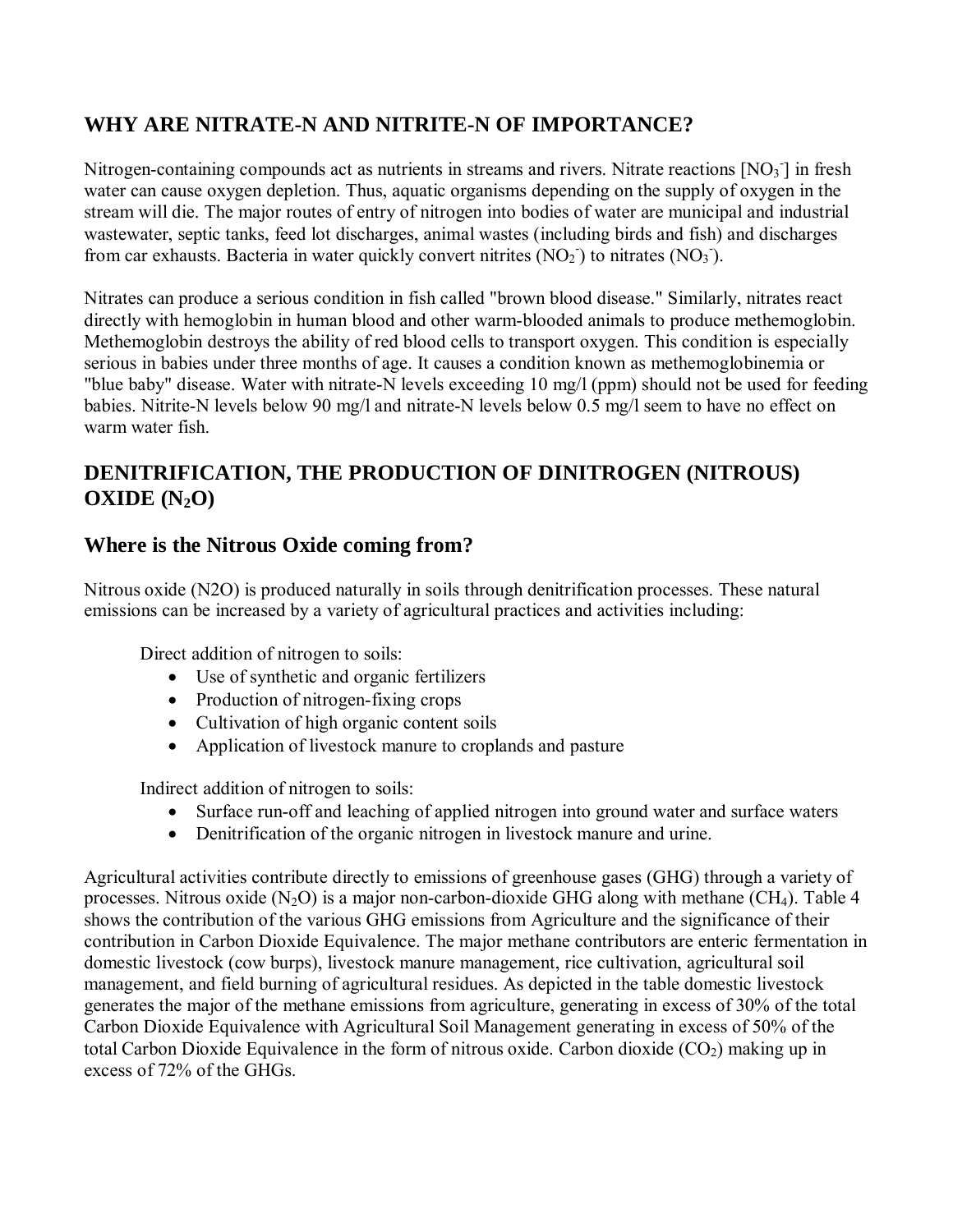## WHY ARE NITRATE-N AND NITRITE-N OF IMPORTANCE?

Nitrogen-containing compounds act as nutrients in streams and rivers. Nitrate reactions [$NO_3^-$] in fresh water can cause oxygen depletion. Thus, aquatic organisms depending on the supply of oxygen in the stream will die. The major routes of entry of nitrogen into bodies of water are municipal and industrial wastewater, septic tanks, feed lot discharges, animal wastes (including birds and fish) and discharges from car exhausts. Bacteria in water quickly convert nitrites ($NO_2^-$) to nitrates ($NO_3^-$).

Nitrates can produce a serious condition in fish called "brown blood disease." Similarly, nitrates react directly with hemoglobin in human blood and other warm-blooded animals to produce methemoglobin. Methemoglobin destroys the ability of red blood cells to transport oxygen. This condition is especially serious in babies under three months of age. It causes a condition known as methemoglobinemia or "blue baby" disease. Water with nitrate-N levels exceeding 10 mg/l (ppm) should not be used for feeding babies. Nitrite-N levels below 90 mg/l and nitrate-N levels below 0.5 mg/l seem to have no effect on warm water fish.

## DENITRIFICATION, THE PRODUCTION OF DINITROGEN (NITROUS) OXIDE ($N_2O$)

### Where is the Nitrous Oxide coming from?

Nitrous oxide (N2O) is produced naturally in soils through denitrification processes. These natural emissions can be increased by a variety of agricultural practices and activities including:

Direct addition of nitrogen to soils:

- Use of synthetic and organic fertilizers
- Production of nitrogen-fixing crops
- Cultivation of high organic content soils
- Application of livestock manure to croplands and pasture

Indirect addition of nitrogen to soils:

- Surface run-off and leaching of applied nitrogen into ground water and surface waters
- Denitrification of the organic nitrogen in livestock manure and urine.

Agricultural activities contribute directly to emissions of greenhouse gases (GHG) through a variety of processes. Nitrous oxide ($N_2O$) is a major non-carbon-dioxide GHG along with methane ($CH_4$). Table 4 shows the contribution of the various GHG emissions from Agriculture and the significance of their contribution in Carbon Dioxide Equivalence. The major methane contributors are enteric fermentation in domestic livestock (cow burps), livestock manure management, rice cultivation, agricultural soil management, and field burning of agricultural residues. As depicted in the table domestic livestock generates the major of the methane emissions from agriculture, generating in excess of 30% of the total Carbon Dioxide Equivalence with Agricultural Soil Management generating in excess of 50% of the total Carbon Dioxide Equivalence in the form of nitrous oxide. Carbon dioxide ($CO_2$) making up in excess of 72% of the GHGs.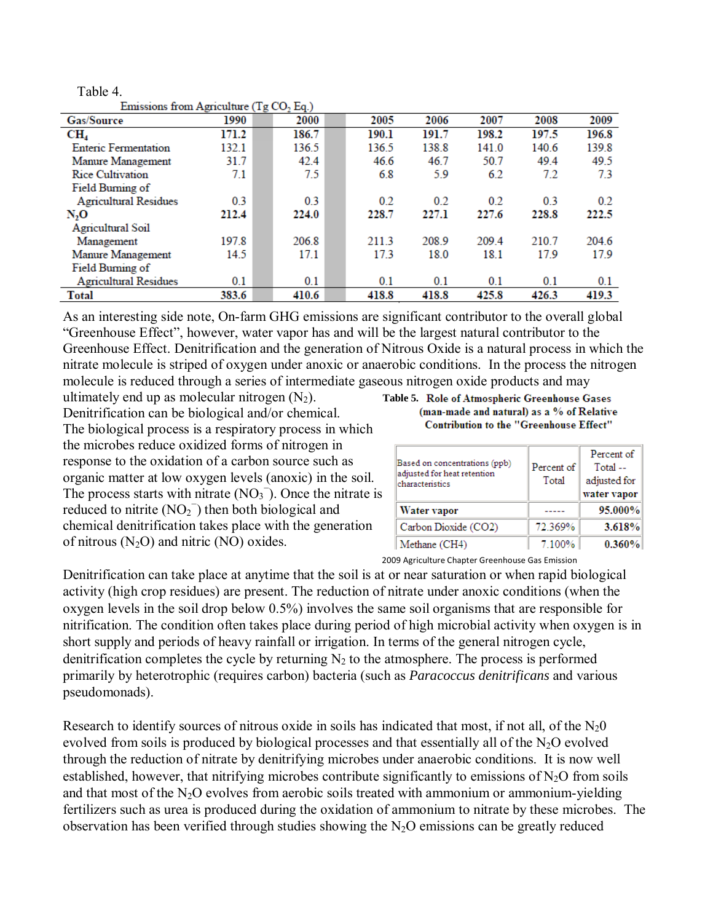Table 4.

Emissions from Agriculture (Tg $CO_2$ Eq.)

| Gas/Source | 1990 | 2000 | 2005 | 2006 | 2007 | 2008 | 2009 |
|---|---|---|---|---|---|---|---|
| **$CH_4$** | **171.2** | **186.7** | **190.1** | **191.7** | **198.2** | **197.5** | **196.8** |
| Enteric Fermentation | 132.1 | 136.5 | 136.5 | 138.8 | 141.0 | 140.6 | 139.8 |
| Manure Management | 31.7 | 42.4 | 46.6 | 46.7 | 50.7 | 49.4 | 49.5 |
| Rice Cultivation | 7.1 | 7.5 | 6.8 | 5.9 | 6.2 | 7.2 | 7.3 |
| Field Burning of Agricultural Residues | 0.3 | 0.3 | 0.2 | 0.2 | 0.2 | 0.3 | 0.2 |
| **$N_2O$** | **212.4** | **224.0** | **228.7** | **227.1** | **227.6** | **228.8** | **222.5** |
| Agricultural Soil Management | 197.8 | 206.8 | 211.3 | 208.9 | 209.4 | 210.7 | 204.6 |
| Manure Management | 14.5 | 17.1 | 17.3 | 18.0 | 18.1 | 17.9 | 17.9 |
| Field Burning of Agricultural Residues | 0.1 | 0.1 | 0.1 | 0.1 | 0.1 | 0.1 | 0.1 |
| **Total** | **383.6** | **410.6** | **418.8** | **418.8** | **425.8** | **426.3** | **419.3** |

As an interesting side note, On-farm GHG emissions are significant contributor to the overall global "Greenhouse Effect", however, water vapor has and will be the largest natural contributor to the Greenhouse Effect. Denitrification and the generation of Nitrous Oxide is a natural process in which the nitrate molecule is striped of oxygen under anoxic or anaerobic conditions. In the process the nitrogen molecule is reduced through a series of intermediate gaseous nitrogen oxide products and may ultimately end up as molecular nitrogen ($N_2$). Denitrification can be biological and/or chemical. The biological process is a respiratory process in which the microbes reduce oxidized forms of nitrogen in response to the oxidation of a carbon source such as organic matter at low oxygen levels (anoxic) in the soil. The process starts with nitrate ($NO_3^-$). Once the nitrate is reduced to nitrite ($NO_2^-$) then both biological and chemical denitrification takes place with the generation of nitrous ($N_2O$) and nitric (NO) oxides.

**Table 5. Role of Atmospheric Greenhouse Gases (man-made and natural) as a % of Relative Contribution to the "Greenhouse Effect"**

| Based on concentrations (ppb) adjusted for heat retention characteristics | Percent of Total | Percent of Total -- adjusted for **water vapor** |
|---|---|---|
| **Water vapor** | ----- | **95.000%** |
| Carbon Dioxide (CO2) | 72.369% | **3.618%** |
| Methane (CH4) | 7.100% | **0.360%** |

2009 Agriculture Chapter Greenhouse Gas Emission

Denitrification can take place at anytime that the soil is at or near saturation or when rapid biological activity (high crop residues) are present. The reduction of nitrate under anoxic conditions (when the oxygen levels in the soil drop below 0.5%) involves the same soil organisms that are responsible for nitrification. The condition often takes place during period of high microbial activity when oxygen is in short supply and periods of heavy rainfall or irrigation. In terms of the general nitrogen cycle, denitrification completes the cycle by returning $N_2$ to the atmosphere. The process is performed primarily by heterotrophic (requires carbon) bacteria (such as *Paracoccus denitrificans* and various pseudomonads).

Research to identify sources of nitrous oxide in soils has indicated that most, if not all, of the $N_20$ evolved from soils is produced by biological processes and that essentially all of the $N_2O$ evolved through the reduction of nitrate by denitrifying microbes under anaerobic conditions. It is now well established, however, that nitrifying microbes contribute significantly to emissions of $N_2O$ from soils and that most of the $N_2O$ evolves from aerobic soils treated with ammonium or ammonium-yielding fertilizers such as urea is produced during the oxidation of ammonium to nitrate by these microbes. The observation has been verified through studies showing the $N_2O$ emissions can be greatly reduced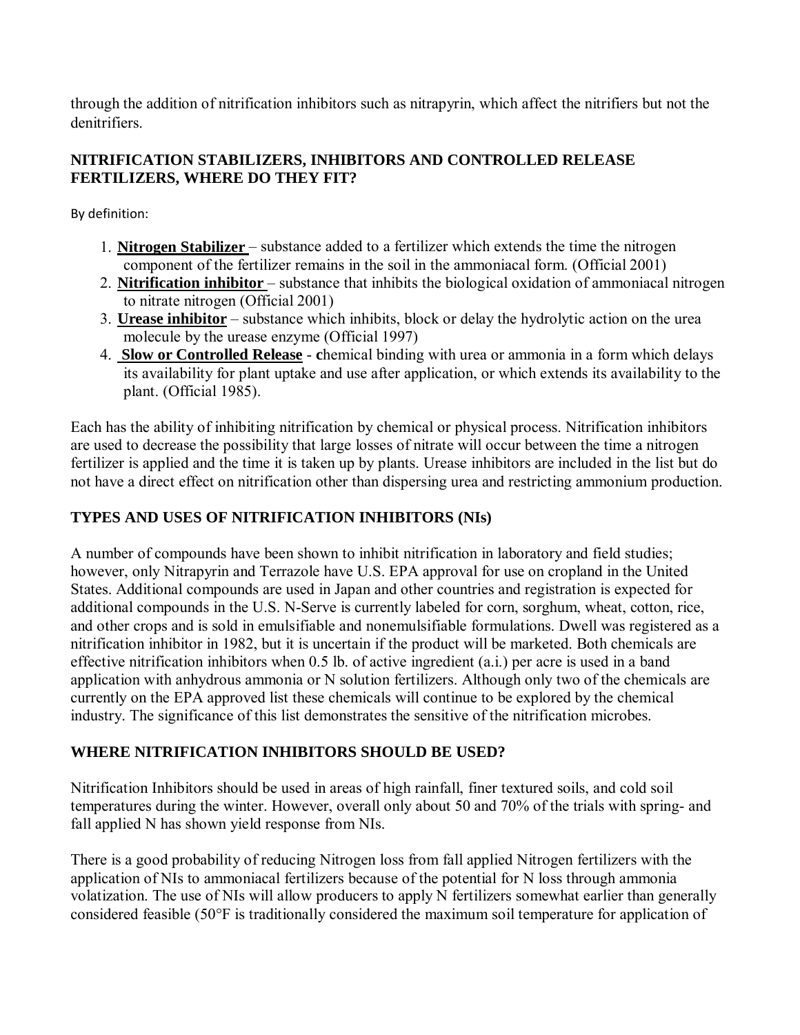through the addition of nitrification inhibitors such as nitrapyrin, which affect the nitrifiers but not the denitrifiers.

## NITRIFICATION STABILIZERS, INHIBITORS AND CONTROLLED RELEASE FERTILIZERS, WHERE DO THEY FIT?

By definition:

1. **Nitrogen Stabilizer** – substance added to a fertilizer which extends the time the nitrogen component of the fertilizer remains in the soil in the ammoniacal form. (Official 2001)
2. **Nitrification inhibitor** – substance that inhibits the biological oxidation of ammoniacal nitrogen to nitrate nitrogen (Official 2001)
3. **Urease inhibitor** – substance which inhibits, block or delay the hydrolytic action on the urea molecule by the urease enzyme (Official 1997)
4. **Slow or Controlled Release** - **c**hemical binding with urea or ammonia in a form which delays its availability for plant uptake and use after application, or which extends its availability to the plant. (Official 1985).

Each has the ability of inhibiting nitrification by chemical or physical process. Nitrification inhibitors are used to decrease the possibility that large losses of nitrate will occur between the time a nitrogen fertilizer is applied and the time it is taken up by plants. Urease inhibitors are included in the list but do not have a direct effect on nitrification other than dispersing urea and restricting ammonium production.

## TYPES AND USES OF NITRIFICATION INHIBITORS (NIs)

A number of compounds have been shown to inhibit nitrification in laboratory and field studies; however, only Nitrapyrin and Terrazole have U.S. EPA approval for use on cropland in the United States. Additional compounds are used in Japan and other countries and registration is expected for additional compounds in the U.S. N-Serve is currently labeled for corn, sorghum, wheat, cotton, rice, and other crops and is sold in emulsifiable and nonemulsifiable formulations. Dwell was registered as a nitrification inhibitor in 1982, but it is uncertain if the product will be marketed. Both chemicals are effective nitrification inhibitors when 0.5 lb. of active ingredient (a.i.) per acre is used in a band application with anhydrous ammonia or N solution fertilizers. Although only two of the chemicals are currently on the EPA approved list these chemicals will continue to be explored by the chemical industry. The significance of this list demonstrates the sensitive of the nitrification microbes.

## WHERE NITRIFICATION INHIBITORS SHOULD BE USED?

Nitrification Inhibitors should be used in areas of high rainfall, finer textured soils, and cold soil temperatures during the winter. However, overall only about 50 and 70% of the trials with spring- and fall applied N has shown yield response from NIs.

There is a good probability of reducing Nitrogen loss from fall applied Nitrogen fertilizers with the application of NIs to ammoniacal fertilizers because of the potential for N loss through ammonia volatization. The use of NIs will allow producers to apply N fertilizers somewhat earlier than generally considered feasible (50°F is traditionally considered the maximum soil temperature for application of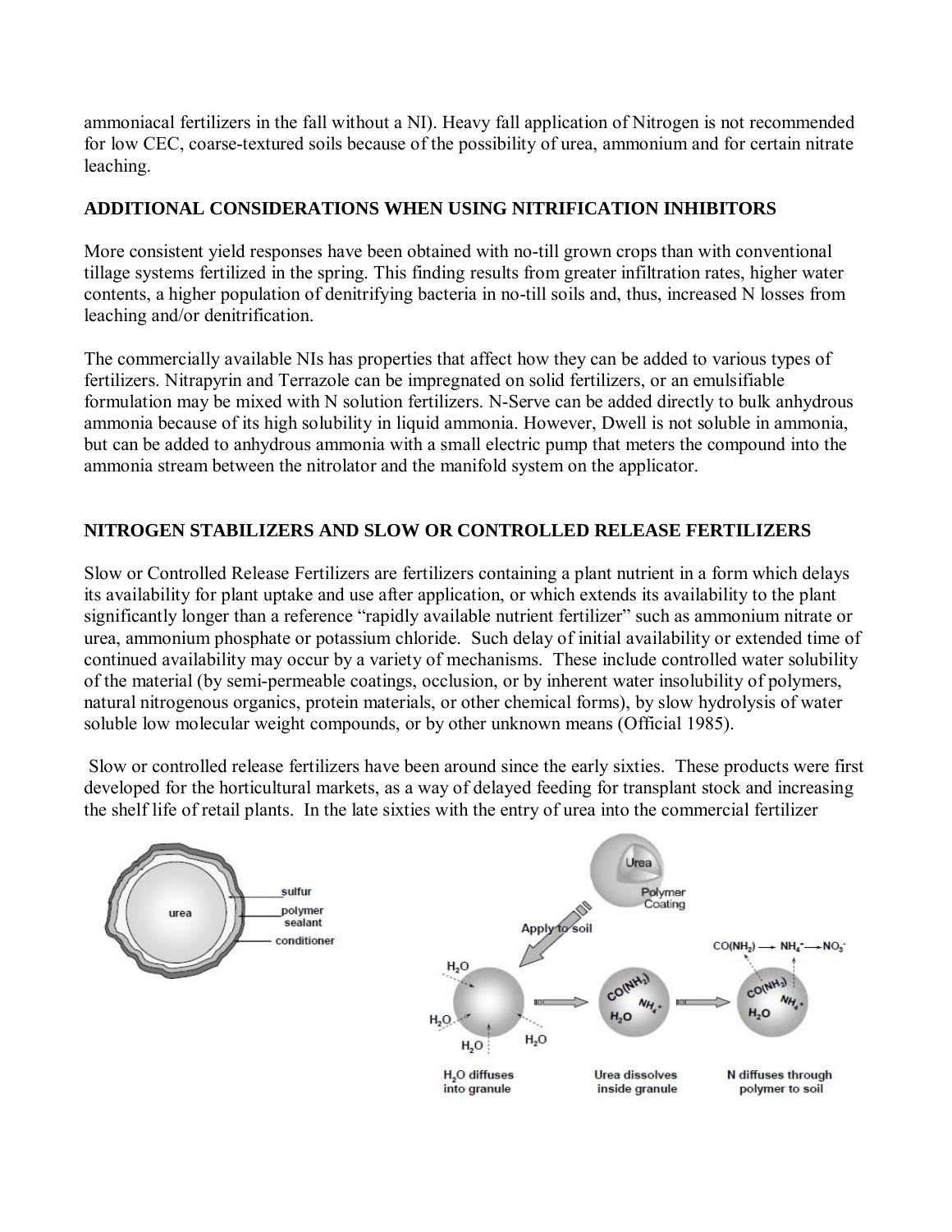ammoniacal fertilizers in the fall without a NI). Heavy fall application of Nitrogen is not recommended for low CEC, coarse-textured soils because of the possibility of urea, ammonium and for certain nitrate leaching.

## ADDITIONAL CONSIDERATIONS WHEN USING NITRIFICATION INHIBITORS

More consistent yield responses have been obtained with no-till grown crops than with conventional tillage systems fertilized in the spring. This finding results from greater infiltration rates, higher water contents, a higher population of denitrifying bacteria in no-till soils and, thus, increased N losses from leaching and/or denitrification.

The commercially available NIs has properties that affect how they can be added to various types of fertilizers. Nitrapyrin and Terrazole can be impregnated on solid fertilizers, or an emulsifiable formulation may be mixed with N solution fertilizers. N-Serve can be added directly to bulk anhydrous ammonia because of its high solubility in liquid ammonia. However, Dwell is not soluble in ammonia, but can be added to anhydrous ammonia with a small electric pump that meters the compound into the ammonia stream between the nitrolator and the manifold system on the applicator.

## NITROGEN STABILIZERS AND SLOW OR CONTROLLED RELEASE FERTILIZERS

Slow or Controlled Release Fertilizers are fertilizers containing a plant nutrient in a form which delays its availability for plant uptake and use after application, or which extends its availability to the plant significantly longer than a reference "rapidly available nutrient fertilizer" such as ammonium nitrate or urea, ammonium phosphate or potassium chloride. Such delay of initial availability or extended time of continued availability may occur by a variety of mechanisms. These include controlled water solubility of the material (by semi-permeable coatings, occlusion, or by inherent water insolubility of polymers, natural nitrogenous organics, protein materials, or other chemical forms), by slow hydrolysis of water soluble low molecular weight compounds, or by other unknown means (Official 1985).

Slow or controlled release fertilizers have been around since the early sixties. These products were first developed for the horticultural markets, as a way of delayed feeding for transplant stock and increasing the shelf life of retail plants. In the late sixties with the entry of urea into the commercial fertilizer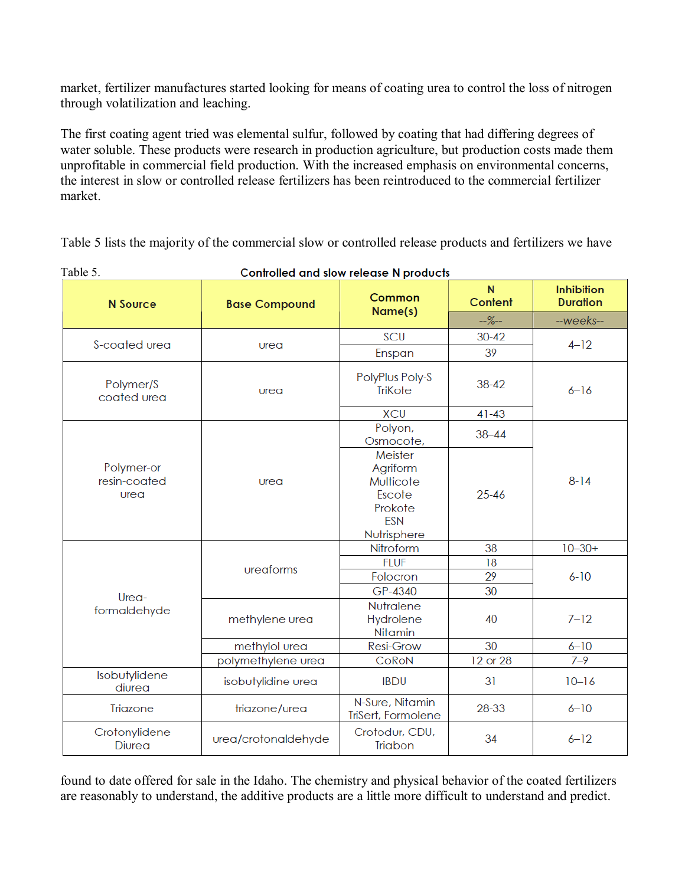market, fertilizer manufactures started looking for means of coating urea to control the loss of nitrogen through volatilization and leaching.

The first coating agent tried was elemental sulfur, followed by coating that had differing degrees of water soluble. These products were research in production agriculture, but production costs made them unprofitable in commercial field production. With the increased emphasis on environmental concerns, the interest in slow or controlled release fertilizers has been reintroduced to the commercial fertilizer market.

Table 5 lists the majority of the commercial slow or controlled release products and fertilizers we have found to date offered for sale in the Idaho. The chemistry and physical behavior of the coated fertilizers are reasonably to understand, the additive products are a little more difficult to understand and predict.

Table 5. **Controlled and slow release N products**

| N Source | Base Compound | Common Name(s) | N Content | Inhibition Duration |
|---|---|---|---|---|
| | | | --%-- | --weeks-- |
| S-coated urea | urea | SCU | 30-42 | 4–12 |
| | | Enspan | 39 | |
| Polymer/S coated urea | urea | PolyPlus Poly-S TriKote | 38-42 | 6–16 |
| | | XCU | 41-43 | |
| Polymer-or resin-coated urea | urea | Polyon, Osmocote, | 38–44 | 8-14 |
| | | Meister Agriform Multicote Escote Prokote ESN Nutrisphere | 25-46 | |
| Urea-formaldehyde | ureaforms | Nitroform | 38 | 10–30+ |
| | | FLUF | 18 | 6-10 |
| | | Folocron | 29 | |
| | | GP-4340 | 30 | |
| | methylene urea | Nutralene Hydrolene Nitamin | 40 | 7–12 |
| | methylol urea | Resi-Grow | 30 | 6–10 |
| | polymethylene urea | CoRoN | 12 or 28 | 7–9 |
| Isobutylidene diurea | isobutylidine urea | IBDU | 31 | 10–16 |
| Triazone | triazone/urea | N-Sure, Nitamin TriSert, Formolene | 28-33 | 6–10 |
| Crotonylidene Diurea | urea/crotonaldehyde | Crotodur, CDU, Triabon | 34 | 6–12 |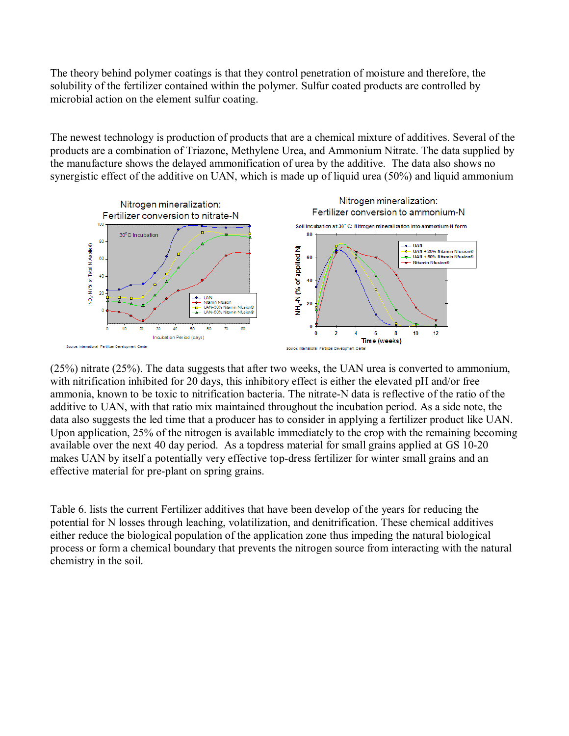The theory behind polymer coatings is that they control penetration of moisture and therefore, the solubility of the fertilizer contained within the polymer. Sulfur coated products are controlled by microbial action on the element sulfur coating.

The newest technology is production of products that are a chemical mixture of additives. Several of the products are a combination of Triazone, Methylene Urea, and Ammonium Nitrate. The data supplied by the manufacture shows the delayed ammonification of urea by the additive. The data also shows no synergistic effect of the additive on UAN, which is made up of liquid urea (50%) and liquid ammonium (25%) nitrate (25%). The data suggests that after two weeks, the UAN urea is converted to ammonium, with nitrification inhibited for 20 days, this inhibitory effect is either the elevated pH and/or free ammonia, known to be toxic to nitrification bacteria. The nitrate-N data is reflective of the ratio of the additive to UAN, with that ratio mix maintained throughout the incubation period. As a side note, the data also suggests the led time that a producer has to consider in applying a fertilizer product like UAN. Upon application, 25% of the nitrogen is available immediately to the crop with the remaining becoming available over the next 40 day period. As a topdress material for small grains applied at GS 10-20 makes UAN by itself a potentially very effective top-dress fertilizer for winter small grains and an effective material for pre-plant on spring grains.

Table 6. lists the current Fertilizer additives that have been develop of the years for reducing the potential for N losses through leaching, volatilization, and denitrification. These chemical additives either reduce the biological population of the application zone thus impeding the natural biological process or form a chemical boundary that prevents the nitrogen source from interacting with the natural chemistry in the soil.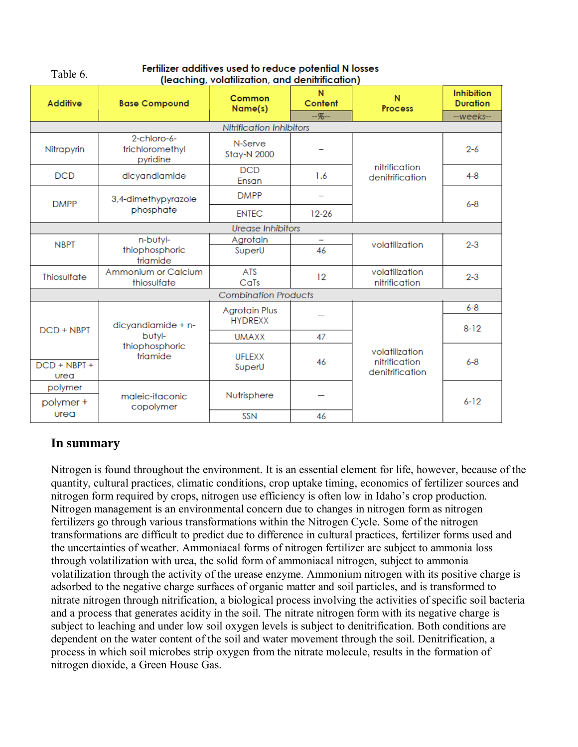Table 6. **Fertilizer additives used to reduce potential N losses (leaching, volatilization, and denitrification)**

| Additive | Base Compound | Common Name(s) | N Content | N Process | Inhibition Duration |
|---|---|---|---|---|---|
| | | | --%-- | | --weeks-- |
| *Nitrification Inhibitors* | | | | | |
| Nitrapyrin | 2-chloro-6-trichloromethyl pyridine | N-Serve Stay-N 2000 | – | nitrification denitrification | 2-6 |
| DCD | dicyandiamide | DCD Ensan | 1.6 | | 4-8 |
| DMPP | 3,4-dimethypyrazole phosphate | DMPP | – | | 6-8 |
| | | ENTEC | 12-26 | | |
| *Urease Inhibitors* | | | | | |
| NBPT | n-butyl-thiophosphoric triamide | Agrotain | – | volatilization | 2-3 |
| | | SuperU | 46 | | |
| Thiosulfate | Ammonium or Calcium thiosulfate | ATS CaTs | 12 | volatilization nitrification | 2-3 |
| *Combination Products* | | | | | |
| DCD + NBPT | dicyandiamide + n-butyl-thiophosphoric triamide | Agrotain Plus HYDREXX | – | volatilization nitrification denitrification | 6-8 |
| | | | | | 8-12 |
| | | UMAXX | 47 | | |
| DCD + NBPT + urea | | UFLEXX SuperU | 46 | | 6-8 |
| polymer | maleic-itaconic copolymer | Nutrisphere | – | | 6-12 |
| polymer + urea | | SSN | 46 | | |

## In summary

Nitrogen is found throughout the environment. It is an essential element for life, however, because of the quantity, cultural practices, climatic conditions, crop uptake timing, economics of fertilizer sources and nitrogen form required by crops, nitrogen use efficiency is often low in Idaho's crop production. Nitrogen management is an environmental concern due to changes in nitrogen form as nitrogen fertilizers go through various transformations within the Nitrogen Cycle. Some of the nitrogen transformations are difficult to predict due to difference in cultural practices, fertilizer forms used and the uncertainties of weather. Ammoniacal forms of nitrogen fertilizer are subject to ammonia loss through volatilization with urea, the solid form of ammoniacal nitrogen, subject to ammonia volatilization through the activity of the urease enzyme. Ammonium nitrogen with its positive charge is adsorbed to the negative charge surfaces of organic matter and soil particles, and is transformed to nitrate nitrogen through nitrification, a biological process involving the activities of specific soil bacteria and a process that generates acidity in the soil. The nitrate nitrogen form with its negative charge is subject to leaching and under low soil oxygen levels is subject to denitrification. Both conditions are dependent on the water content of the soil and water movement through the soil. Denitrification, a process in which soil microbes strip oxygen from the nitrate molecule, results in the formation of nitrogen dioxide, a Green House Gas.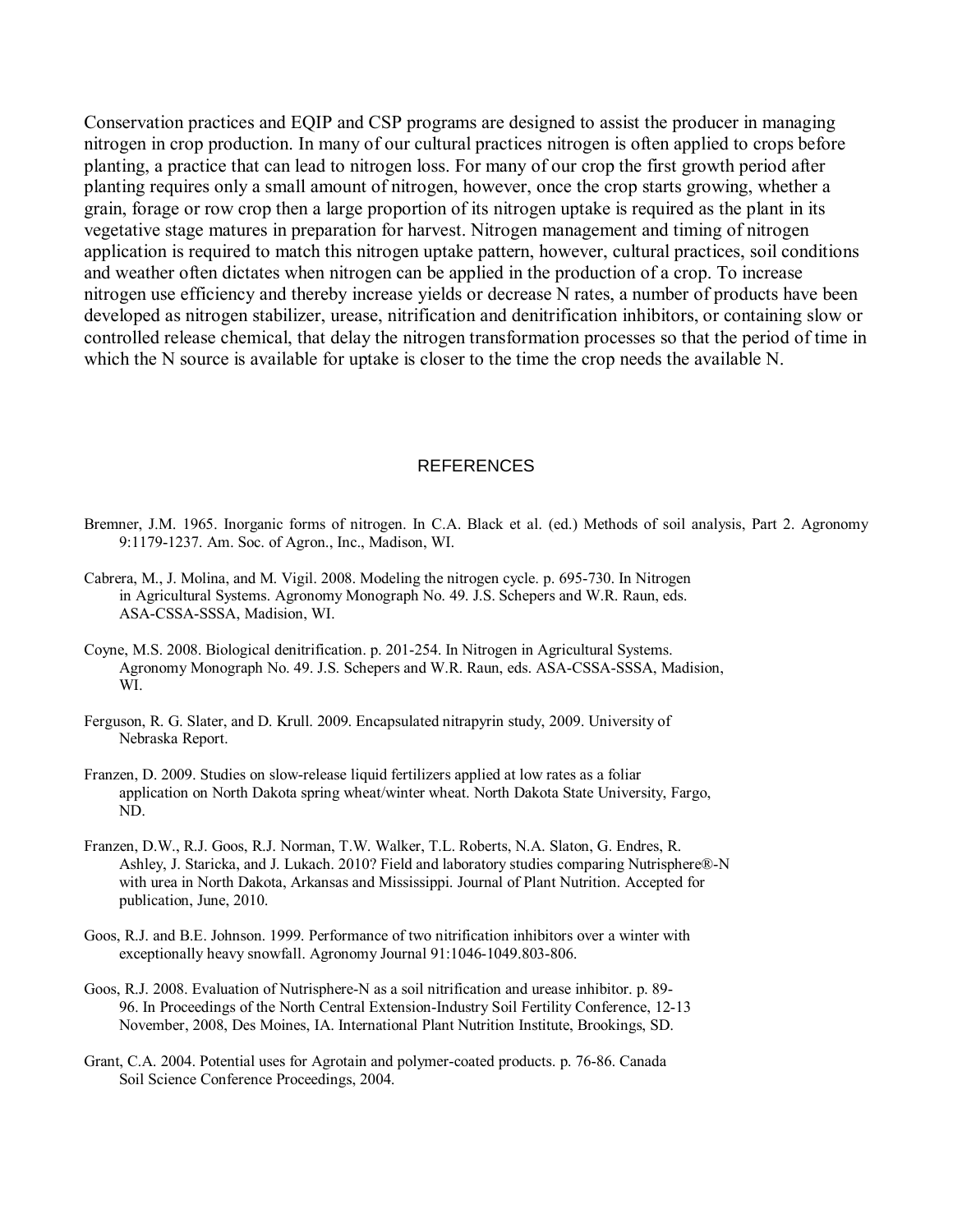Conservation practices and EQIP and CSP programs are designed to assist the producer in managing nitrogen in crop production. In many of our cultural practices nitrogen is often applied to crops before planting, a practice that can lead to nitrogen loss. For many of our crop the first growth period after planting requires only a small amount of nitrogen, however, once the crop starts growing, whether a grain, forage or row crop then a large proportion of its nitrogen uptake is required as the plant in its vegetative stage matures in preparation for harvest. Nitrogen management and timing of nitrogen application is required to match this nitrogen uptake pattern, however, cultural practices, soil conditions and weather often dictates when nitrogen can be applied in the production of a crop. To increase nitrogen use efficiency and thereby increase yields or decrease N rates, a number of products have been developed as nitrogen stabilizer, urease, nitrification and denitrification inhibitors, or containing slow or controlled release chemical, that delay the nitrogen transformation processes so that the period of time in which the N source is available for uptake is closer to the time the crop needs the available N.

## REFERENCES

Bremner, J.M. 1965. Inorganic forms of nitrogen. In C.A. Black et al. (ed.) Methods of soil analysis, Part 2. Agronomy 9:1179-1237. Am. Soc. of Agron., Inc., Madison, WI.

Cabrera, M., J. Molina, and M. Vigil. 2008. Modeling the nitrogen cycle. p. 695-730. In Nitrogen in Agricultural Systems. Agronomy Monograph No. 49. J.S. Schepers and W.R. Raun, eds. ASA-CSSA-SSSA, Madision, WI.

Coyne, M.S. 2008. Biological denitrification. p. 201-254. In Nitrogen in Agricultural Systems. Agronomy Monograph No. 49. J.S. Schepers and W.R. Raun, eds. ASA-CSSA-SSSA, Madision, WI.

Ferguson, R. G. Slater, and D. Krull. 2009. Encapsulated nitrapyrin study, 2009. University of Nebraska Report.

Franzen, D. 2009. Studies on slow-release liquid fertilizers applied at low rates as a foliar application on North Dakota spring wheat/winter wheat. North Dakota State University, Fargo, ND.

Franzen, D.W., R.J. Goos, R.J. Norman, T.W. Walker, T.L. Roberts, N.A. Slaton, G. Endres, R. Ashley, J. Staricka, and J. Lukach. 2010? Field and laboratory studies comparing Nutrisphere®-N with urea in North Dakota, Arkansas and Mississippi. Journal of Plant Nutrition. Accepted for publication, June, 2010.

Goos, R.J. and B.E. Johnson. 1999. Performance of two nitrification inhibitors over a winter with exceptionally heavy snowfall. Agronomy Journal 91:1046-1049.803-806.

Goos, R.J. 2008. Evaluation of Nutrisphere-N as a soil nitrification and urease inhibitor. p. 89-96. In Proceedings of the North Central Extension-Industry Soil Fertility Conference, 12-13 November, 2008, Des Moines, IA. International Plant Nutrition Institute, Brookings, SD.

Grant, C.A. 2004. Potential uses for Agrotain and polymer-coated products. p. 76-86. Canada Soil Science Conference Proceedings, 2004.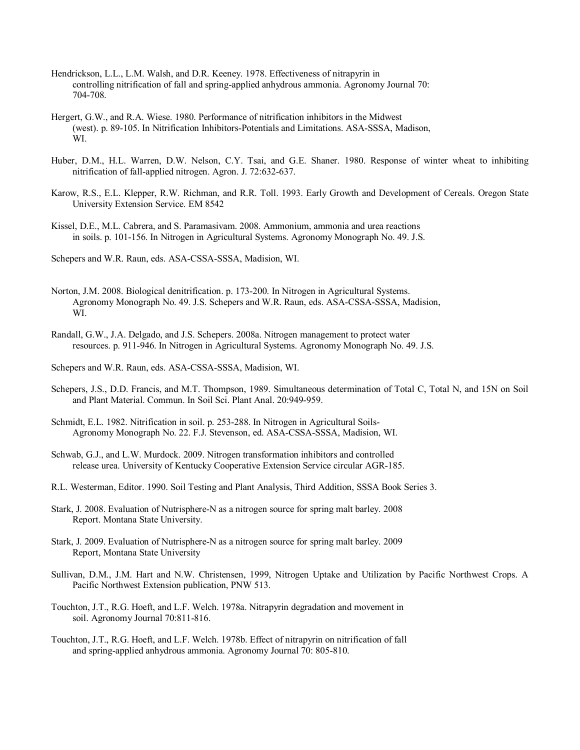Hendrickson, L.L., L.M. Walsh, and D.R. Keeney. 1978. Effectiveness of nitrapyrin in controlling nitrification of fall and spring-applied anhydrous ammonia. Agronomy Journal 70: 704-708.

Hergert, G.W., and R.A. Wiese. 1980. Performance of nitrification inhibitors in the Midwest (west). p. 89-105. In Nitrification Inhibitors-Potentials and Limitations. ASA-SSSA, Madison, WI.

Huber, D.M., H.L. Warren, D.W. Nelson, C.Y. Tsai, and G.E. Shaner. 1980. Response of winter wheat to inhibiting nitrification of fall-applied nitrogen. Agron. J. 72:632-637.

Karow, R.S., E.L. Klepper, R.W. Richman, and R.R. Toll. 1993. Early Growth and Development of Cereals. Oregon State University Extension Service. EM 8542

Kissel, D.E., M.L. Cabrera, and S. Paramasivam. 2008. Ammonium, ammonia and urea reactions in soils. p. 101-156. In Nitrogen in Agricultural Systems. Agronomy Monograph No. 49. J.S.

Schepers and W.R. Raun, eds. ASA-CSSA-SSSA, Madision, WI.

Norton, J.M. 2008. Biological denitrification. p. 173-200. In Nitrogen in Agricultural Systems. Agronomy Monograph No. 49. J.S. Schepers and W.R. Raun, eds. ASA-CSSA-SSSA, Madision, WI.

Randall, G.W., J.A. Delgado, and J.S. Schepers. 2008a. Nitrogen management to protect water resources. p. 911-946. In Nitrogen in Agricultural Systems. Agronomy Monograph No. 49. J.S.

Schepers and W.R. Raun, eds. ASA-CSSA-SSSA, Madision, WI.

Schepers, J.S., D.D. Francis, and M.T. Thompson, 1989. Simultaneous determination of Total C, Total N, and 15N on Soil and Plant Material. Commun. In Soil Sci. Plant Anal. 20:949-959.

Schmidt, E.L. 1982. Nitrification in soil. p. 253-288. In Nitrogen in Agricultural Soils- Agronomy Monograph No. 22. F.J. Stevenson, ed. ASA-CSSA-SSSA, Madison, WI.

Schwab, G.J., and L.W. Murdock. 2009. Nitrogen transformation inhibitors and controlled release urea. University of Kentucky Cooperative Extension Service circular AGR-185.

R.L. Westerman, Editor. 1990. Soil Testing and Plant Analysis, Third Addition, SSSA Book Series 3.

Stark, J. 2008. Evaluation of Nutrisphere-N as a nitrogen source for spring malt barley. 2008 Report. Montana State University.

Stark, J. 2009. Evaluation of Nutrisphere-N as a nitrogen source for spring malt barley. 2009 Report, Montana State University

Sullivan, D.M., J.M. Hart and N.W. Christensen, 1999, Nitrogen Uptake and Utilization by Pacific Northwest Crops. A Pacific Northwest Extension publication, PNW 513.

Touchton, J.T., R.G. Hoeft, and L.F. Welch. 1978a. Nitrapyrin degradation and movement in soil. Agronomy Journal 70:811-816.

Touchton, J.T., R.G. Hoeft, and L.F. Welch. 1978b. Effect of nitrapyrin on nitrification of fall and spring-applied anhydrous ammonia. Agronomy Journal 70: 805-810.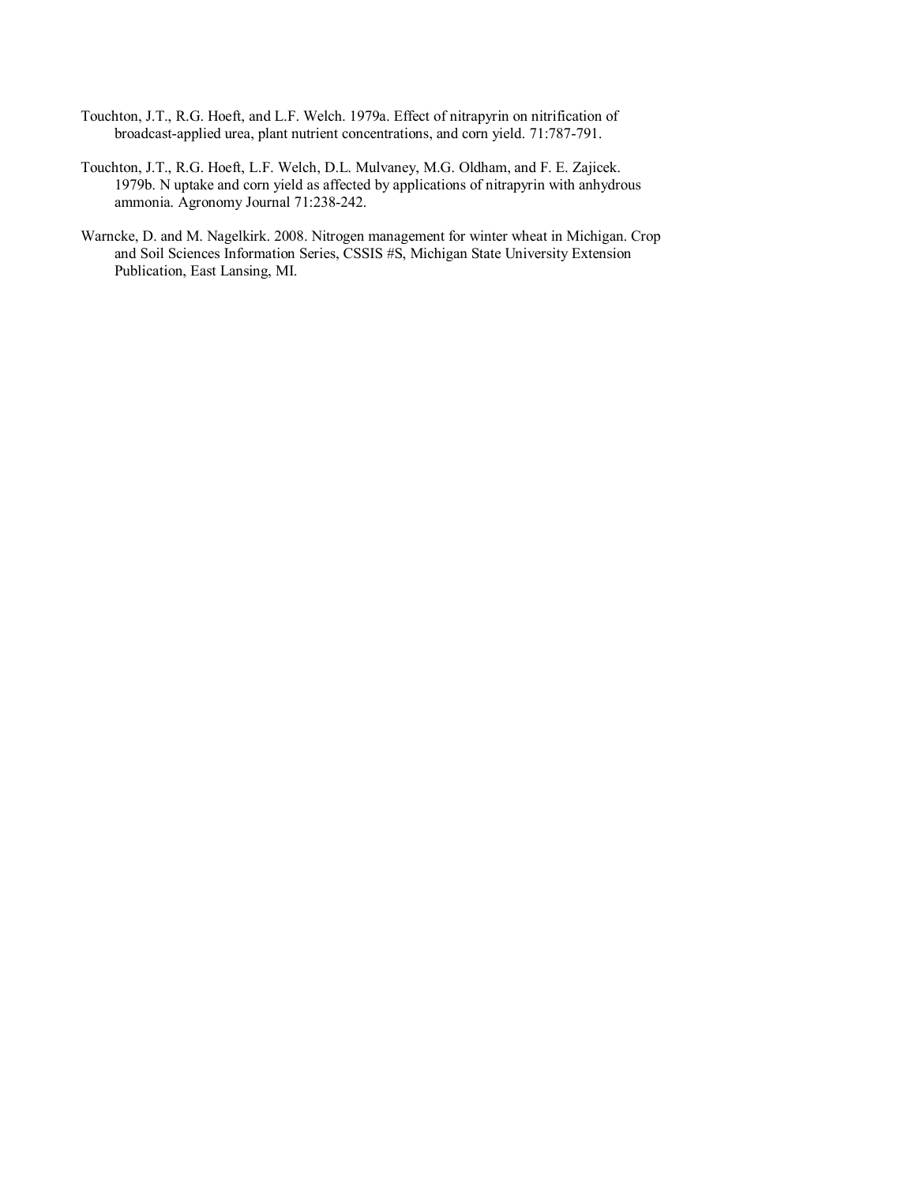Touchton, J.T., R.G. Hoeft, and L.F. Welch. 1979a. Effect of nitrapyrin on nitrification of broadcast-applied urea, plant nutrient concentrations, and corn yield. 71:787-791.

Touchton, J.T., R.G. Hoeft, L.F. Welch, D.L. Mulvaney, M.G. Oldham, and F. E. Zajicek. 1979b. N uptake and corn yield as affected by applications of nitrapyrin with anhydrous ammonia. Agronomy Journal 71:238-242.

Warncke, D. and M. Nagelkirk. 2008. Nitrogen management for winter wheat in Michigan. Crop and Soil Sciences Information Series, CSSIS #S, Michigan State University Extension Publication, East Lansing, MI.